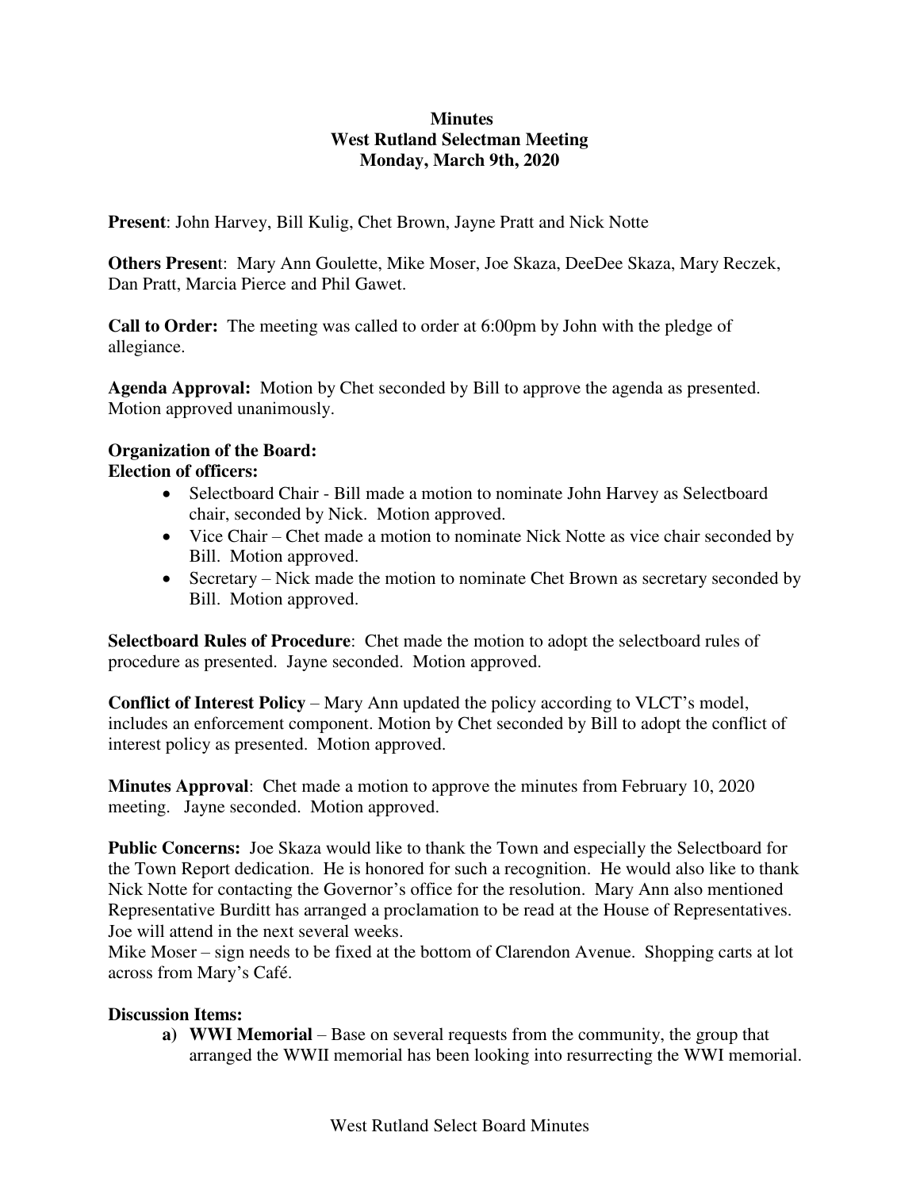**Minutes**
**West Rutland Selectman Meeting**
**Monday, March 9th, 2020**

**Present**: John Harvey, Bill Kulig, Chet Brown, Jayne Pratt and Nick Notte

**Others Present**: Mary Ann Goulette, Mike Moser, Joe Skaza, DeeDee Skaza, Mary Reczek, Dan Pratt, Marcia Pierce and Phil Gawet.

**Call to Order:** The meeting was called to order at 6:00pm by John with the pledge of allegiance.

**Agenda Approval:** Motion by Chet seconded by Bill to approve the agenda as presented. Motion approved unanimously.

**Organization of the Board:**
**Election of officers:**

- Selectboard Chair - Bill made a motion to nominate John Harvey as Selectboard chair, seconded by Nick. Motion approved.
- Vice Chair – Chet made a motion to nominate Nick Notte as vice chair seconded by Bill. Motion approved.
- Secretary – Nick made the motion to nominate Chet Brown as secretary seconded by Bill. Motion approved.

**Selectboard Rules of Procedure**: Chet made the motion to adopt the selectboard rules of procedure as presented. Jayne seconded. Motion approved.

**Conflict of Interest Policy** – Mary Ann updated the policy according to VLCT's model, includes an enforcement component. Motion by Chet seconded by Bill to adopt the conflict of interest policy as presented. Motion approved.

**Minutes Approval**: Chet made a motion to approve the minutes from February 10, 2020 meeting. Jayne seconded. Motion approved.

**Public Concerns:** Joe Skaza would like to thank the Town and especially the Selectboard for the Town Report dedication. He is honored for such a recognition. He would also like to thank Nick Notte for contacting the Governor's office for the resolution. Mary Ann also mentioned Representative Burditt has arranged a proclamation to be read at the House of Representatives. Joe will attend in the next several weeks.
Mike Moser – sign needs to be fixed at the bottom of Clarendon Avenue. Shopping carts at lot across from Mary's Café.

**Discussion Items:**

a) **WWI Memorial** – Base on several requests from the community, the group that arranged the WWII memorial has been looking into resurrecting the WWI memorial.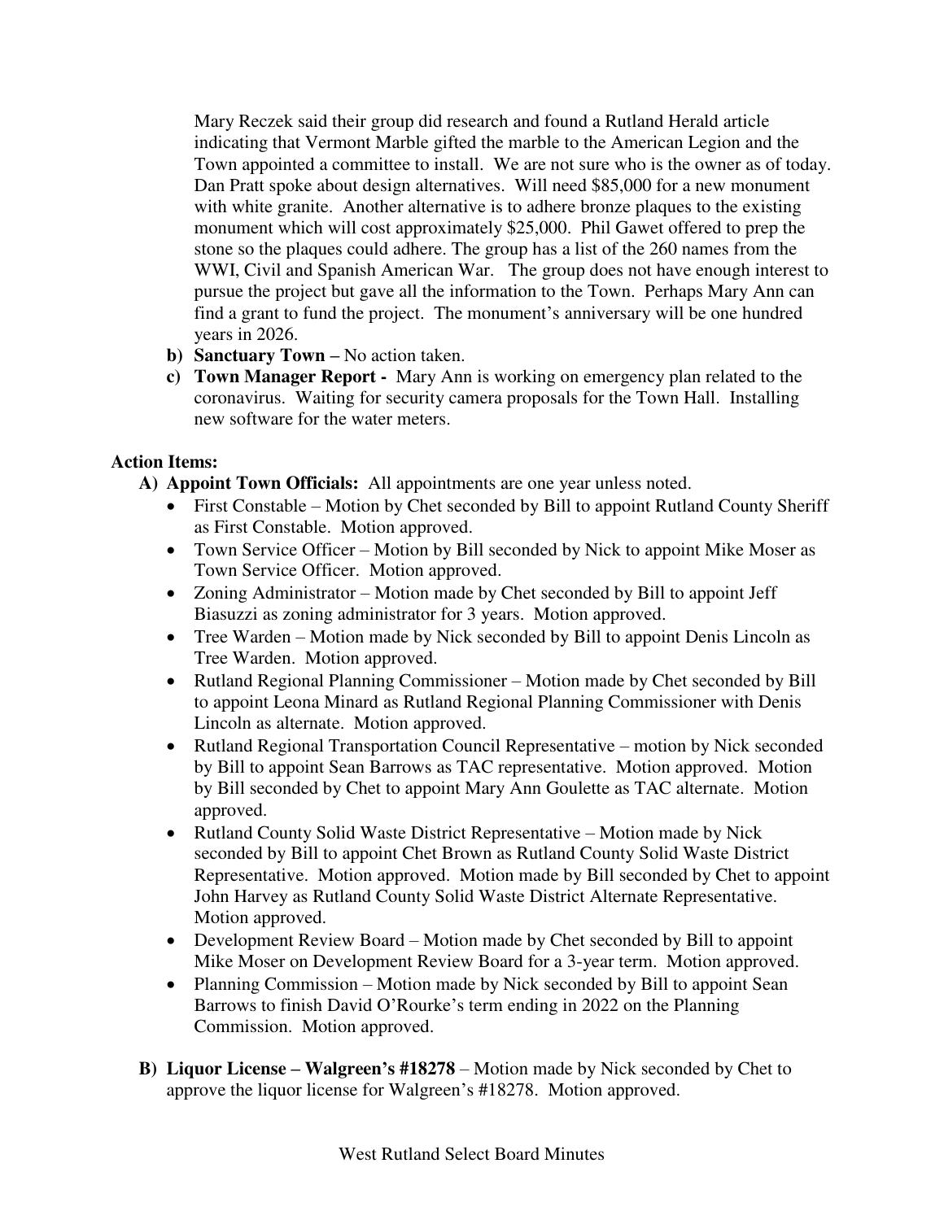Mary Reczek said their group did research and found a Rutland Herald article indicating that Vermont Marble gifted the marble to the American Legion and the Town appointed a committee to install. We are not sure who is the owner as of today. Dan Pratt spoke about design alternatives. Will need $85,000 for a new monument with white granite. Another alternative is to adhere bronze plaques to the existing monument which will cost approximately $25,000. Phil Gawet offered to prep the stone so the plaques could adhere. The group has a list of the 260 names from the WWI, Civil and Spanish American War. The group does not have enough interest to pursue the project but gave all the information to the Town. Perhaps Mary Ann can find a grant to fund the project. The monument's anniversary will be one hundred years in 2026.

b) **Sanctuary Town –** No action taken.

c) **Town Manager Report -** Mary Ann is working on emergency plan related to the coronavirus. Waiting for security camera proposals for the Town Hall. Installing new software for the water meters.

**Action Items:**

A) **Appoint Town Officials:** All appointments are one year unless noted.

- First Constable – Motion by Chet seconded by Bill to appoint Rutland County Sheriff as First Constable. Motion approved.
- Town Service Officer – Motion by Bill seconded by Nick to appoint Mike Moser as Town Service Officer. Motion approved.
- Zoning Administrator – Motion made by Chet seconded by Bill to appoint Jeff Biasuzzi as zoning administrator for 3 years. Motion approved.
- Tree Warden – Motion made by Nick seconded by Bill to appoint Denis Lincoln as Tree Warden. Motion approved.
- Rutland Regional Planning Commissioner – Motion made by Chet seconded by Bill to appoint Leona Minard as Rutland Regional Planning Commissioner with Denis Lincoln as alternate. Motion approved.
- Rutland Regional Transportation Council Representative – motion by Nick seconded by Bill to appoint Sean Barrows as TAC representative. Motion approved. Motion by Bill seconded by Chet to appoint Mary Ann Goulette as TAC alternate. Motion approved.
- Rutland County Solid Waste District Representative – Motion made by Nick seconded by Bill to appoint Chet Brown as Rutland County Solid Waste District Representative. Motion approved. Motion made by Bill seconded by Chet to appoint John Harvey as Rutland County Solid Waste District Alternate Representative. Motion approved.
- Development Review Board – Motion made by Chet seconded by Bill to appoint Mike Moser on Development Review Board for a 3-year term. Motion approved.
- Planning Commission – Motion made by Nick seconded by Bill to appoint Sean Barrows to finish David O'Rourke's term ending in 2022 on the Planning Commission. Motion approved.

B) **Liquor License – Walgreen's #18278** – Motion made by Nick seconded by Chet to approve the liquor license for Walgreen's #18278. Motion approved.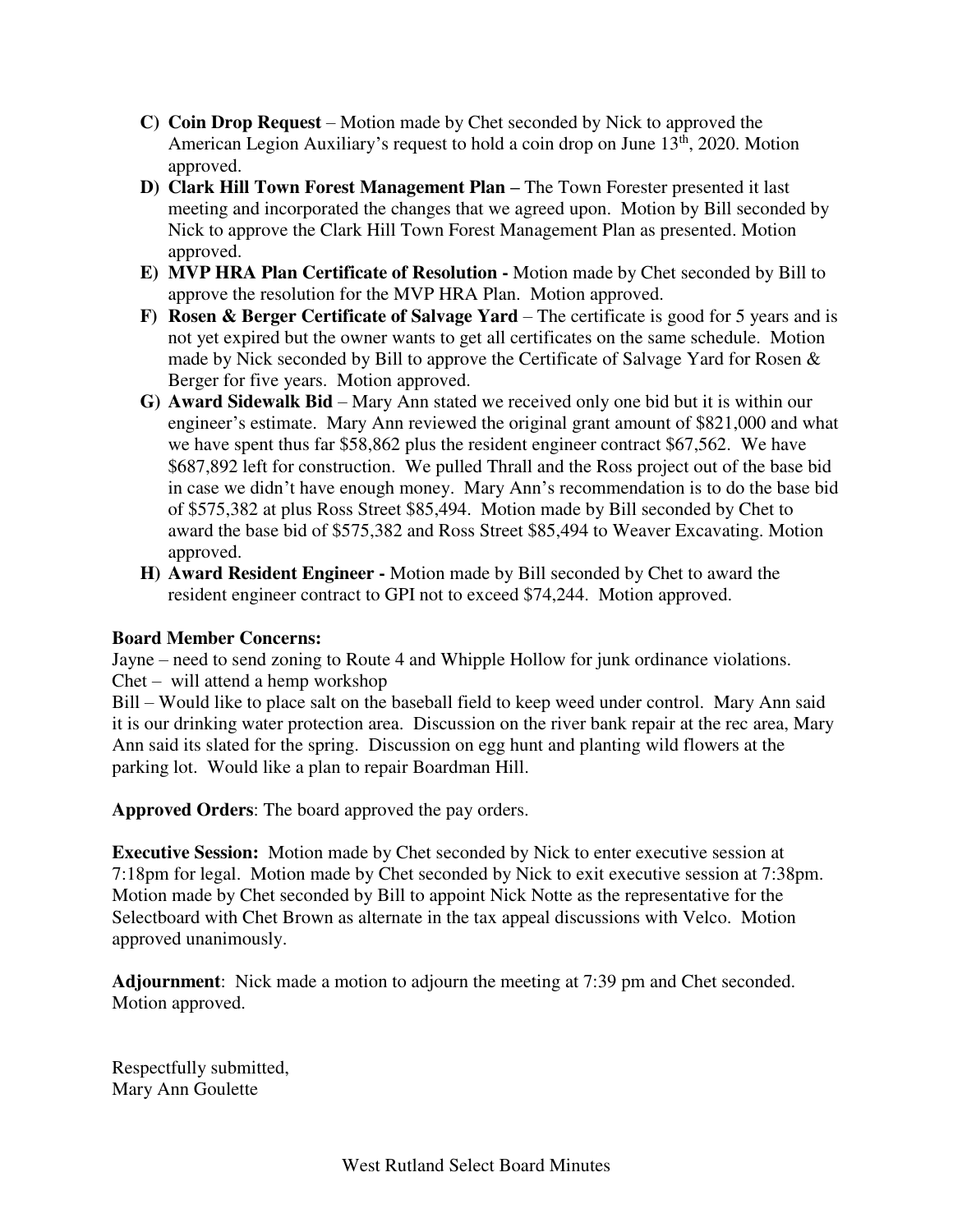C) **Coin Drop Request** – Motion made by Chet seconded by Nick to approved the American Legion Auxiliary's request to hold a coin drop on June 13th, 2020. Motion approved.

D) **Clark Hill Town Forest Management Plan –** The Town Forester presented it last meeting and incorporated the changes that we agreed upon. Motion by Bill seconded by Nick to approve the Clark Hill Town Forest Management Plan as presented. Motion approved.

E) **MVP HRA Plan Certificate of Resolution -** Motion made by Chet seconded by Bill to approve the resolution for the MVP HRA Plan. Motion approved.

F) **Rosen & Berger Certificate of Salvage Yard** – The certificate is good for 5 years and is not yet expired but the owner wants to get all certificates on the same schedule. Motion made by Nick seconded by Bill to approve the Certificate of Salvage Yard for Rosen & Berger for five years. Motion approved.

G) **Award Sidewalk Bid** – Mary Ann stated we received only one bid but it is within our engineer's estimate. Mary Ann reviewed the original grant amount of $821,000 and what we have spent thus far $58,862 plus the resident engineer contract $67,562. We have $687,892 left for construction. We pulled Thrall and the Ross project out of the base bid in case we didn't have enough money. Mary Ann's recommendation is to do the base bid of $575,382 at plus Ross Street $85,494. Motion made by Bill seconded by Chet to award the base bid of $575,382 and Ross Street $85,494 to Weaver Excavating. Motion approved.

H) **Award Resident Engineer -** Motion made by Bill seconded by Chet to award the resident engineer contract to GPI not to exceed $74,244. Motion approved.

**Board Member Concerns:**

Jayne – need to send zoning to Route 4 and Whipple Hollow for junk ordinance violations.
Chet – will attend a hemp workshop
Bill – Would like to place salt on the baseball field to keep weed under control. Mary Ann said it is our drinking water protection area. Discussion on the river bank repair at the rec area, Mary Ann said its slated for the spring. Discussion on egg hunt and planting wild flowers at the parking lot. Would like a plan to repair Boardman Hill.

**Approved Orders**: The board approved the pay orders.

**Executive Session:** Motion made by Chet seconded by Nick to enter executive session at 7:18pm for legal. Motion made by Chet seconded by Nick to exit executive session at 7:38pm. Motion made by Chet seconded by Bill to appoint Nick Notte as the representative for the Selectboard with Chet Brown as alternate in the tax appeal discussions with Velco. Motion approved unanimously.

**Adjournment**: Nick made a motion to adjourn the meeting at 7:39 pm and Chet seconded. Motion approved.

Respectfully submitted,
Mary Ann Goulette